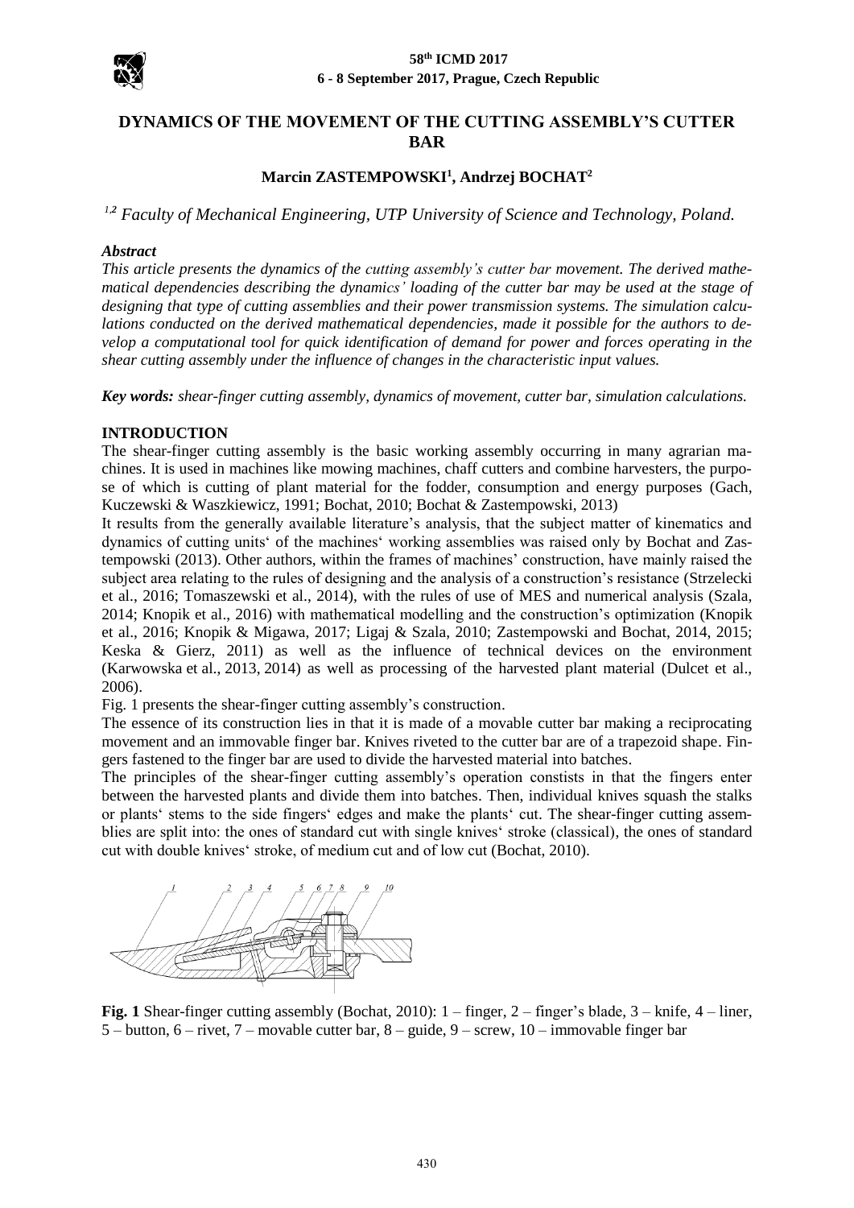# DYNAMICS OF THE MOVEMENT OF THE CUTTING ASSEMBLY'S CUTTER BAR

**Marcin ZASTEMPOWSKI[1], Andrzej BOCHAT[2]**

*[1,2] Faculty of Mechanical Engineering, UTP University of Science and Technology, Poland.*

***Abstract***

*This article presents the dynamics of the cutting assembly's cutter bar movement. The derived mathematical dependencies describing the dynamics' loading of the cutter bar may be used at the stage of designing that type of cutting assemblies and their power transmission systems. The simulation calculations conducted on the derived mathematical dependencies, made it possible for the authors to develop a computational tool for quick identification of demand for power and forces operating in the shear cutting assembly under the influence of changes in the characteristic input values.*

***Key words:*** *shear-finger cutting assembly, dynamics of movement, cutter bar, simulation calculations.*

## INTRODUCTION

The shear-finger cutting assembly is the basic working assembly occurring in many agrarian machines. It is used in machines like mowing machines, chaff cutters and combine harvesters, the purpose of which is cutting of plant material for the fodder, consumption and energy purposes (Gach, Kuczewski & Waszkiewicz, 1991; Bochat, 2010; Bochat & Zastempowski, 2013)

It results from the generally available literature's analysis, that the subject matter of kinematics and dynamics of cutting units' of the machines' working assemblies was raised only by Bochat and Zastempowski (2013). Other authors, within the frames of machines' construction, have mainly raised the subject area relating to the rules of designing and the analysis of a construction's resistance (Strzelecki et al., 2016; Tomaszewski et al., 2014), with the rules of use of MES and numerical analysis (Szala, 2014; Knopik et al., 2016) with mathematical modelling and the construction's optimization (Knopik et al., 2016; Knopik & Migawa, 2017; Ligaj & Szala, 2010; Zastempowski and Bochat, 2014, 2015; Keska & Gierz, 2011) as well as the influence of technical devices on the environment (Karwowska et al., 2013, 2014) as well as processing of the harvested plant material (Dulcet et al., 2006).

Fig. 1 presents the shear-finger cutting assembly's construction.

The essence of its construction lies in that it is made of a movable cutter bar making a reciprocating movement and an immovable finger bar. Knives riveted to the cutter bar are of a trapezoid shape. Fingers fastened to the finger bar are used to divide the harvested material into batches.

The principles of the shear-finger cutting assembly's operation constists in that the fingers enter between the harvested plants and divide them into batches. Then, individual knives squash the stalks or plants' stems to the side fingers' edges and make the plants' cut. The shear-finger cutting assemblies are split into: the ones of standard cut with single knives' stroke (classical), the ones of standard cut with double knives' stroke, of medium cut and of low cut (Bochat, 2010).

**Fig. 1** Shear-finger cutting assembly (Bochat, 2010): 1 – finger, 2 – finger's blade, 3 – knife, 4 – liner, 5 – button, 6 – rivet, 7 – movable cutter bar, 8 – guide, 9 – screw, 10 – immovable finger bar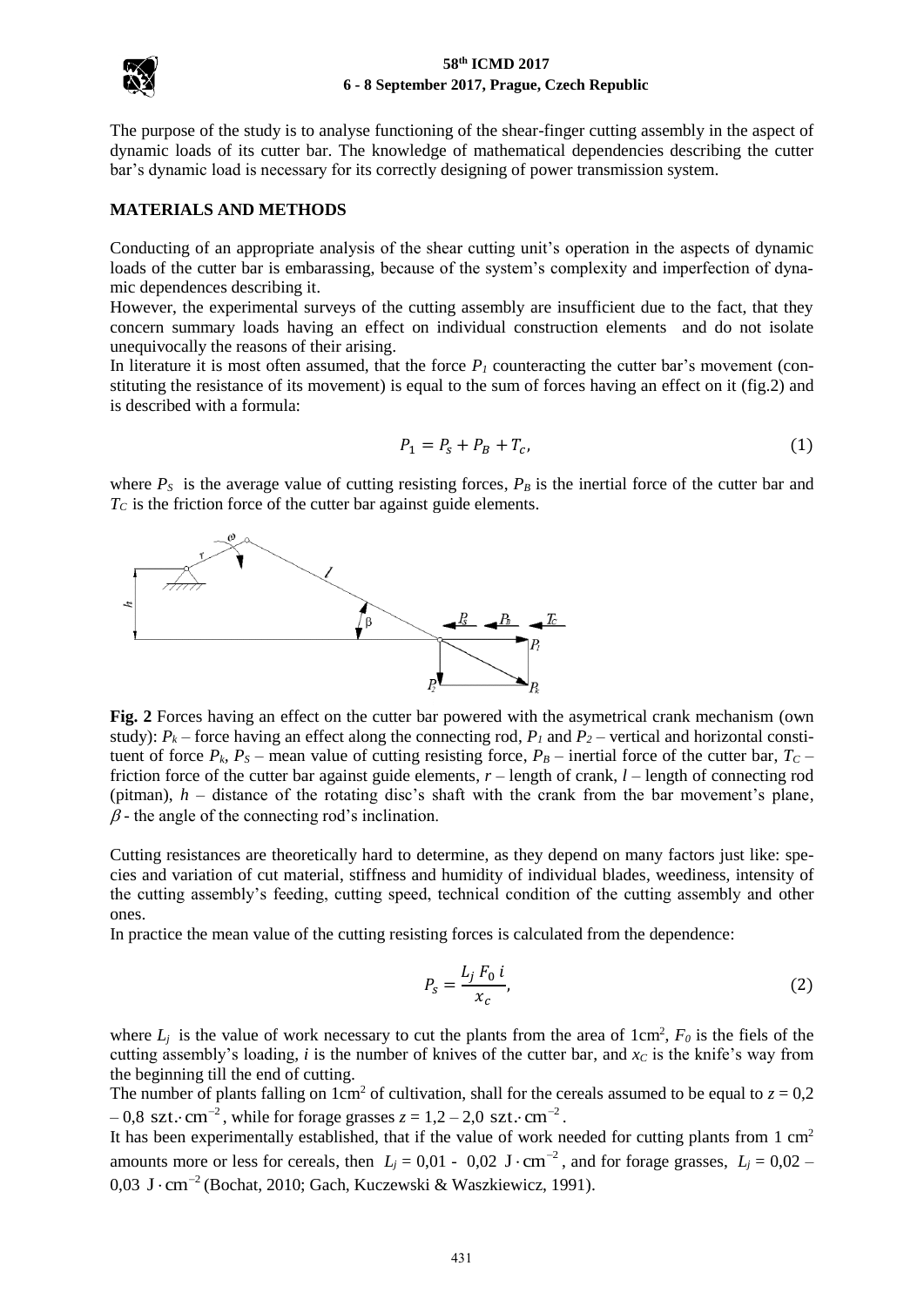The purpose of the study is to analyse functioning of the shear-finger cutting assembly in the aspect of dynamic loads of its cutter bar. The knowledge of mathematical dependencies describing the cutter bar's dynamic load is necessary for its correctly designing of power transmission system.

## MATERIALS AND METHODS

Conducting of an appropriate analysis of the shear cutting unit's operation in the aspects of dynamic loads of the cutter bar is embarassing, because of the system's complexity and imperfection of dynamic dependences describing it.

However, the experimental surveys of the cutting assembly are insufficient due to the fact, that they concern summary loads having an effect on individual construction elements and do not isolate unequivocally the reasons of their arising.

In literature it is most often assumed, that the force $P_1$ counteracting the cutter bar's movement (constituting the resistance of its movement) is equal to the sum of forces having an effect on it (fig.2) and is described with a formula:

$$P_1 = P_s + P_B + T_c, \tag{1}$$

where $P_S$ is the average value of cutting resisting forces, $P_B$ is the inertial force of the cutter bar and $T_C$ is the friction force of the cutter bar against guide elements.

**Fig. 2** Forces having an effect on the cutter bar powered with the asymetrical crank mechanism (own study): $P_k$ – force having an effect along the connecting rod, $P_1$ and $P_2$ – vertical and horizontal constituent of force $P_k$, $P_S$ – mean value of cutting resisting force, $P_B$ – inertial force of the cutter bar, $T_C$ – friction force of the cutter bar against guide elements, $r$ – length of crank, $l$ – length of connecting rod (pitman), $h$ – distance of the rotating disc's shaft with the crank from the bar movement's plane, $\beta$ - the angle of the connecting rod's inclination.

Cutting resistances are theoretically hard to determine, as they depend on many factors just like: species and variation of cut material, stiffness and humidity of individual blades, weediness, intensity of the cutting assembly's feeding, cutting speed, technical condition of the cutting assembly and other ones.

In practice the mean value of the cutting resisting forces is calculated from the dependence:

$$P_s = \frac{L_j \, F_0 \, i}{x_c}, \tag{2}$$

where $L_j$ is the value of work necessary to cut the plants from the area of 1cm$^2$, $F_0$ is the fiels of the cutting assembly's loading, $i$ is the number of knives of the cutter bar, and $x_C$ is the knife's way from the beginning till the end of cutting.

The number of plants falling on 1cm$^2$ of cultivation, shall for the cereals assumed to be equal to $z = 0{,}2 - 0{,}8 \ \text{szt.} \cdot \text{cm}^{-2}$, while for forage grasses $z = 1{,}2 - 2{,}0 \ \text{szt.} \cdot \text{cm}^{-2}$.

It has been experimentally established, that if the value of work needed for cutting plants from 1 cm$^2$ amounts more or less for cereals, then $L_j = 0{,}01 - 0{,}02 \ \text{J} \cdot \text{cm}^{-2}$, and for forage grasses, $L_j = 0{,}02 - 0{,}03 \ \text{J} \cdot \text{cm}^{-2}$ (Bochat, 2010; Gach, Kuczewski & Waszkiewicz, 1991).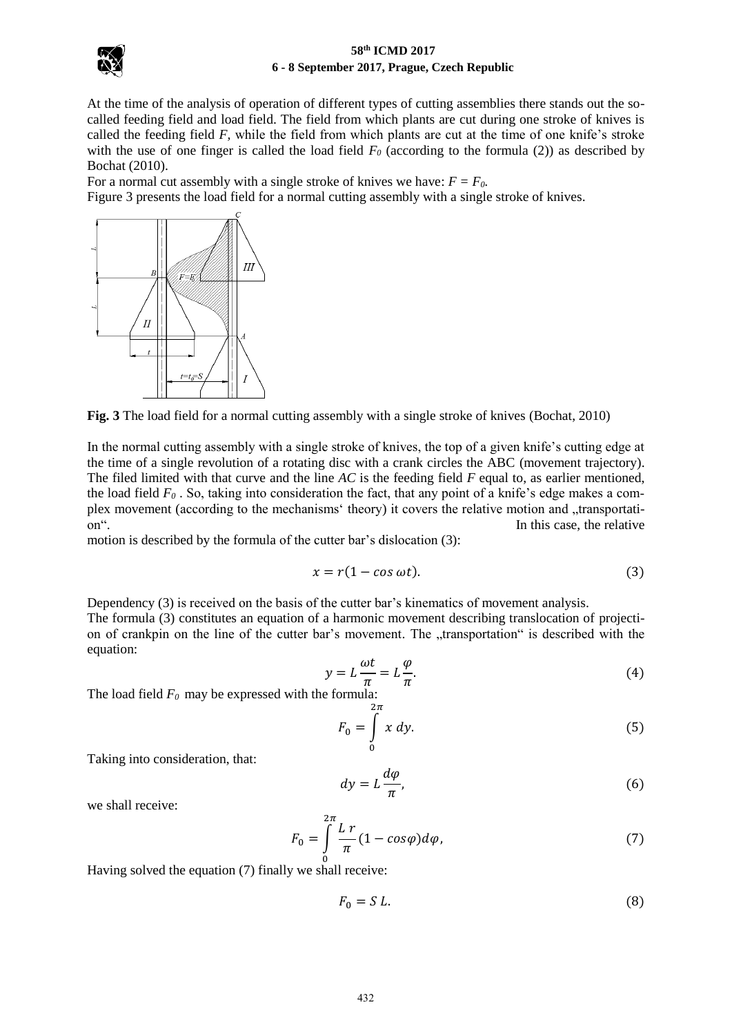At the time of the analysis of operation of different types of cutting assemblies there stands out the so-called feeding field and load field. The field from which plants are cut during one stroke of knives is called the feeding field *F*, while the field from which plants are cut at the time of one knife's stroke with the use of one finger is called the load field $F_0$ (according to the formula (2)) as described by Bochat (2010).

For a normal cut assembly with a single stroke of knives we have: $F = F_0$.

Figure 3 presents the load field for a normal cutting assembly with a single stroke of knives.

**Fig. 3** The load field for a normal cutting assembly with a single stroke of knives (Bochat, 2010)

In the normal cutting assembly with a single stroke of knives, the top of a given knife's cutting edge at the time of a single revolution of a rotating disc with a crank circles the ABC (movement trajectory). The filed limited with that curve and the line *AC* is the feeding field *F* equal to, as earlier mentioned, the load field $F_0$ . So, taking into consideration the fact, that any point of a knife's edge makes a complex movement (according to the mechanisms' theory) it covers the relative motion and „transportation". In this case, the relative motion is described by the formula of the cutter bar's dislocation (3):

$$x = r(1 - cos\ \omega t). \tag{3}$$

Dependency (3) is received on the basis of the cutter bar's kinematics of movement analysis.

The formula (3) constitutes an equation of a harmonic movement describing translocation of projection of crankpin on the line of the cutter bar's movement. The „transportation" is described with the equation:

$$y = L\frac{\omega t}{\pi} = L\frac{\varphi}{\pi}. \tag{4}$$

The load field $F_0$ may be expressed with the formula:

$$F_0 = \int_0^{2\pi} x\ dy. \tag{5}$$

Taking into consideration, that:

$$dy = L\frac{d\varphi}{\pi}, \tag{6}$$

we shall receive:

$$F_0 = \int_0^{2\pi} \frac{L\ r}{\pi}(1 - cos\varphi)d\varphi, \tag{7}$$

Having solved the equation (7) finally we shall receive:

$$F_0 = S\ L. \tag{8}$$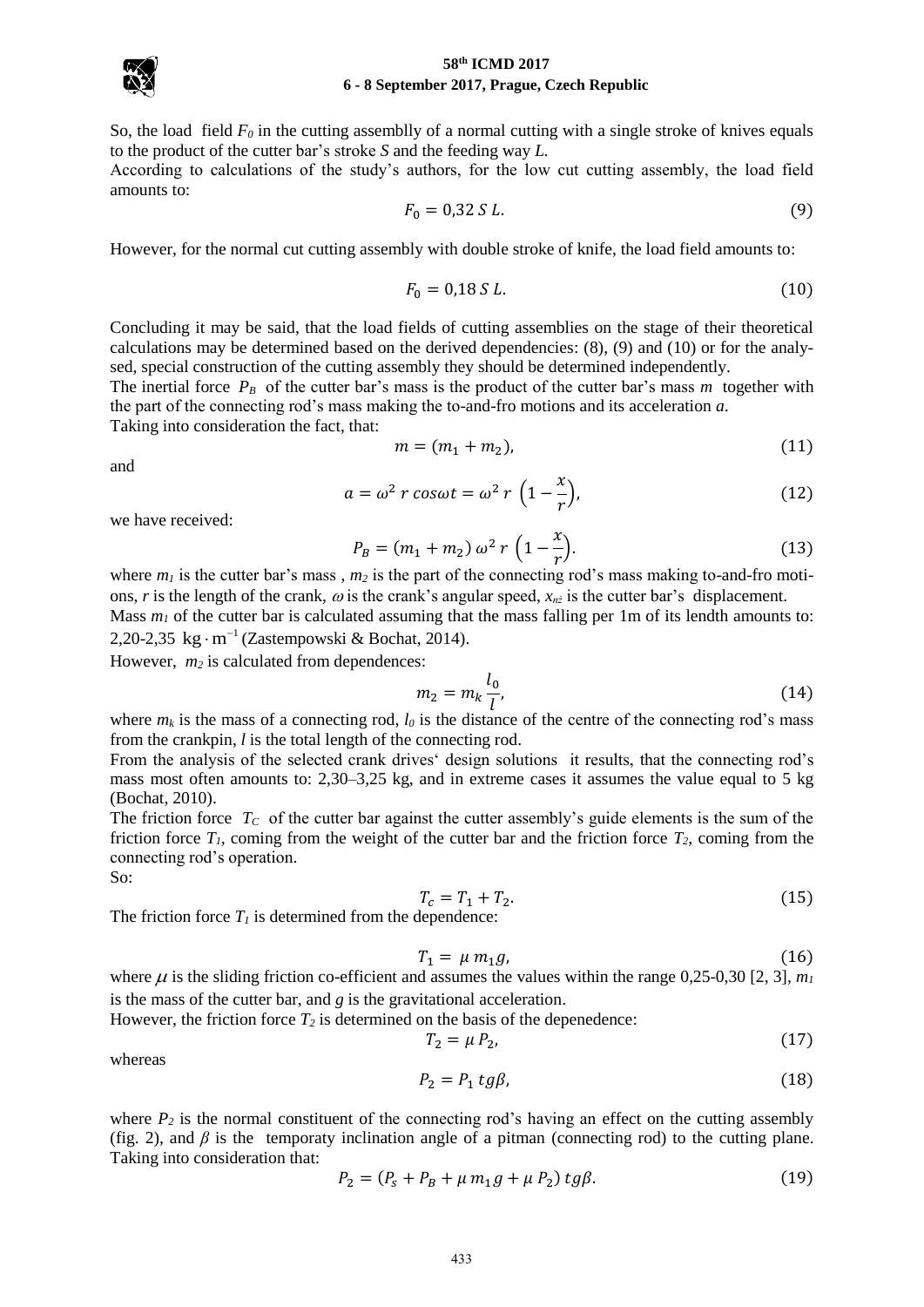So, the load field $F_0$ in the cutting assemblly of a normal cutting with a single stroke of knives equals to the product of the cutter bar's stroke $S$ and the feeding way $L$.

According to calculations of the study's authors, for the low cut cutting assembly, the load field amounts to:

$$F_0 = 0{,}32\,S\,L. \tag{9}$$

However, for the normal cut cutting assembly with double stroke of knife, the load field amounts to:

$$F_0 = 0{,}18\,S\,L. \tag{10}$$

Concluding it may be said, that the load fields of cutting assemblies on the stage of their theoretical calculations may be determined based on the derived dependencies: (8), (9) and (10) or for the analysed, special construction of the cutting assembly they should be determined independently.

The inertial force $P_B$ of the cutter bar's mass is the product of the cutter bar's mass $m$ together with the part of the connecting rod's mass making the to-and-fro motions and its acceleration $a$.

Taking into consideration the fact, that:

$$m = (m_1 + m_2), \tag{11}$$

and

$$a = \omega^2\, r\, cos\omega t = \omega^2\, r\, \left(1 - \frac{x}{r}\right), \tag{12}$$

we have received:

$$P_B = (m_1 + m_2)\,\omega^2\, r\, \left(1 - \frac{x}{r}\right). \tag{13}$$

where $m_1$ is the cutter bar's mass , $m_2$ is the part of the connecting rod's mass making to-and-fro motions, $r$ is the length of the crank, $\omega$ is the crank's angular speed, $x_{nż}$ is the cutter bar's displacement.

Mass $m_1$ of the cutter bar is calculated assuming that the mass falling per 1m of its lendth amounts to: 2,20-2,35 $\mathrm{kg \cdot m^{-1}}$ (Zastempowski & Bochat, 2014).

However, $m_2$ is calculated from dependences:

$$m_2 = m_k\,\frac{l_0}{l}, \tag{14}$$

where $m_k$ is the mass of a connecting rod, $l_0$ is the distance of the centre of the connecting rod's mass from the crankpin, $l$ is the total length of the connecting rod.

From the analysis of the selected crank drives' design solutions it results, that the connecting rod's mass most often amounts to: 2,30–3,25 kg, and in extreme cases it assumes the value equal to 5 kg (Bochat, 2010).

The friction force $T_C$ of the cutter bar against the cutter assembly's guide elements is the sum of the friction force $T_1$, coming from the weight of the cutter bar and the friction force $T_2$, coming from the connecting rod's operation.

So:

$$T_c = T_1 + T_2. \tag{15}$$

The friction force $T_1$ is determined from the dependence:

$$T_1 = \mu\, m_1 g, \tag{16}$$

where $\mu$ is the sliding friction co-efficient and assumes the values within the range 0,25-0,30 [2, 3], $m_1$ is the mass of the cutter bar, and $g$ is the gravitational acceleration.

However, the friction force $T_2$ is determined on the basis of the depenedence:

$$T_2 = \mu\, P_2, \tag{17}$$

whereas

$$P_2 = P_1\, tg\beta, \tag{18}$$

where $P_2$ is the normal constituent of the connecting rod's having an effect on the cutting assembly (fig. 2), and $\beta$ is the temporaty inclination angle of a pitman (connecting rod) to the cutting plane. Taking into consideration that:

$$P_2 = (P_s + P_B + \mu\, m_1 g + \mu\, P_2)\, tg\beta. \tag{19}$$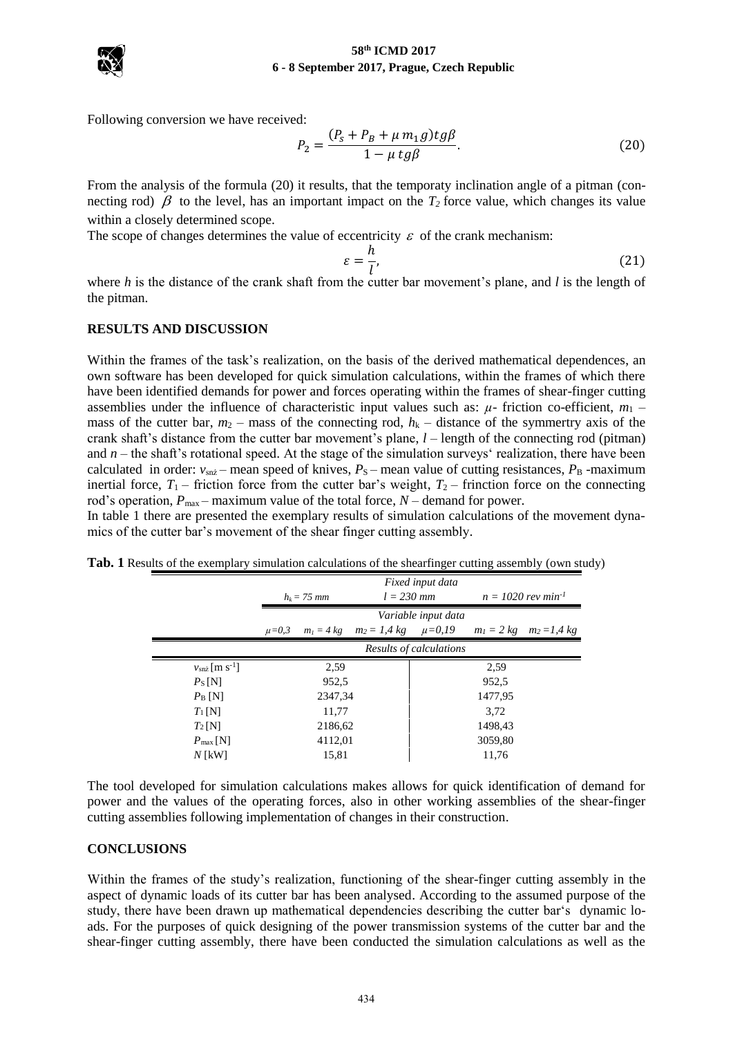Following conversion we have received:

$$P_2 = \frac{(P_s + P_B + \mu\, m_1 g)tg\beta}{1 - \mu\, tg\beta}. \tag{20}$$

From the analysis of the formula (20) it results, that the temporaty inclination angle of a pitman (connecting rod) $\beta$ to the level, has an important impact on the $T_2$ force value, which changes its value within a closely determined scope.

The scope of changes determines the value of eccentricity $\varepsilon$ of the crank mechanism:

$$\varepsilon = \frac{h}{l}, \tag{21}$$

where $h$ is the distance of the crank shaft from the cutter bar movement's plane, and $l$ is the length of the pitman.

## RESULTS AND DISCUSSION

Within the frames of the task's realization, on the basis of the derived mathematical dependences, an own software has been developed for quick simulation calculations, within the frames of which there have been identified demands for power and forces operating within the frames of shear-finger cutting assemblies under the influence of characteristic input values such as: $\mu$- friction co-efficient, $m_1$ – mass of the cutter bar, $m_2$ – mass of the connecting rod, $h_k$ – distance of the symmertry axis of the crank shaft's distance from the cutter bar movement's plane, $l$ – length of the connecting rod (pitman) and $n$ – the shaft's rotational speed. At the stage of the simulation surveys' realization, there have been calculated in order: $v_{snż}$ – mean speed of knives, $P_S$ – mean value of cutting resistances, $P_B$ -maximum inertial force, $T_1$ – friction force from the cutter bar's weight, $T_2$ – frinction force on the connecting rod's operation, $P_{max}$ – maximum value of the total force, $N$ – demand for power.

In table 1 there are presented the exemplary results of simulation calculations of the movement dynamics of the cutter bar's movement of the shear finger cutting assembly.

**Tab. 1** Results of the exemplary simulation calculations of the shearfinger cutting assembly (own study)

| | Fixed input data | | | | | |
|---|---|---|---|---|---|---|
| | $h_k = 75$ mm | | $l = 230$ mm | | $n = 1020$ rev min$^{-1}$ | |
| | Variable input data | | | | | |
| | $\mu=0,3$ | $m_1 = 4$ kg | $m_2 = 1,4$ kg | $\mu=0,19$ | $m_1 = 2$ kg | $m_2 = 1,4$ kg |
| | Results of calculations | | | | | |
| $v_{snż}$ [m s$^{-1}$] | 2,59 | | | 2,59 | | |
| $P_S$ [N] | 952,5 | | | 952,5 | | |
| $P_B$ [N] | 2347,34 | | | 1477,95 | | |
| $T_1$ [N] | 11,77 | | | 3,72 | | |
| $T_2$ [N] | 2186,62 | | | 1498,43 | | |
| $P_{max}$ [N] | 4112,01 | | | 3059,80 | | |
| $N$ [kW] | 15,81 | | | 11,76 | | |

The tool developed for simulation calculations makes allows for quick identification of demand for power and the values of the operating forces, also in other working assemblies of the shear-finger cutting assemblies following implementation of changes in their construction.

## CONCLUSIONS

Within the frames of the study's realization, functioning of the shear-finger cutting assembly in the aspect of dynamic loads of its cutter bar has been analysed. According to the assumed purpose of the study, there have been drawn up mathematical dependencies describing the cutter bar's dynamic loads. For the purposes of quick designing of the power transmission systems of the cutter bar and the shear-finger cutting assembly, there have been conducted the simulation calculations as well as the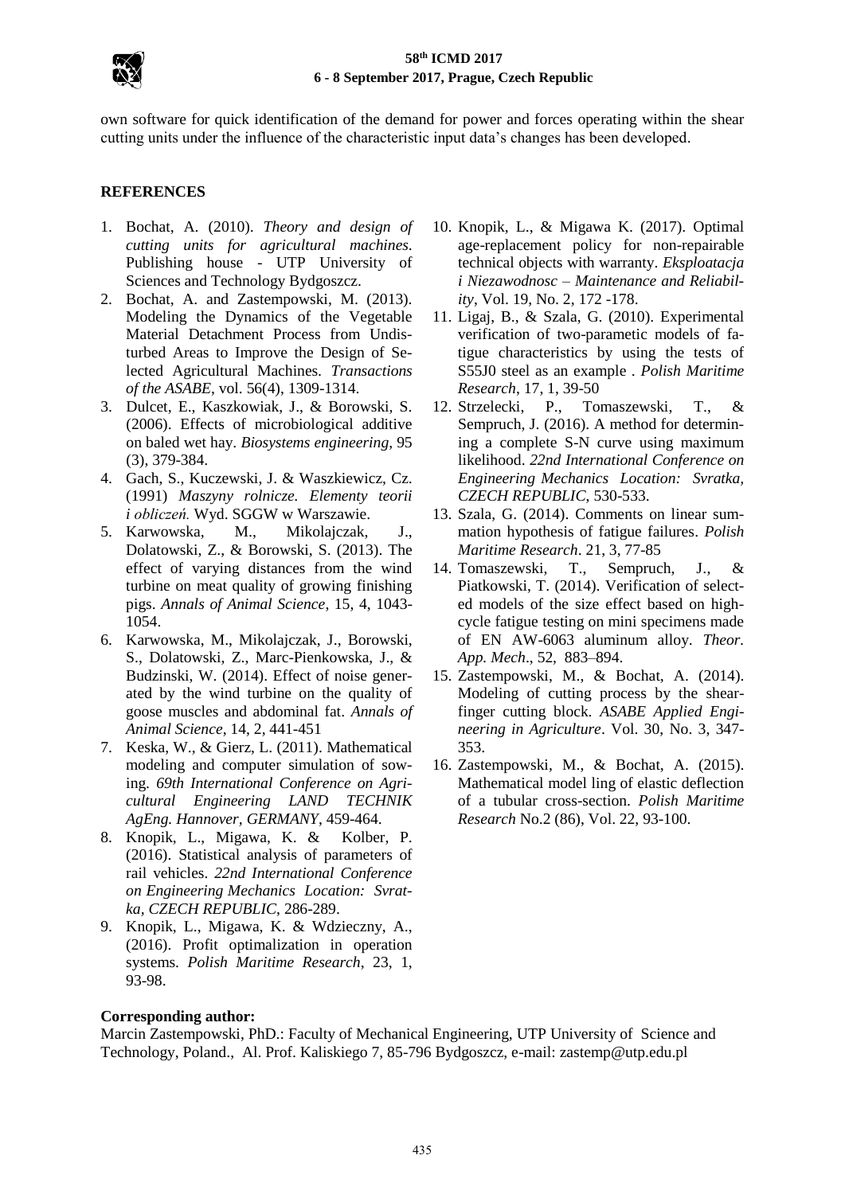own software for quick identification of the demand for power and forces operating within the shear cutting units under the influence of the characteristic input data's changes has been developed.

## REFERENCES

1. Bochat, A. (2010). *Theory and design of cutting units for agricultural machines.* Publishing house - UTP University of Sciences and Technology Bydgoszcz.
2. Bochat, A. and Zastempowski, M. (2013). Modeling the Dynamics of the Vegetable Material Detachment Process from Undisturbed Areas to Improve the Design of Selected Agricultural Machines. *Transactions of the ASABE*, vol. 56(4), 1309-1314.
3. Dulcet, E., Kaszkowiak, J., & Borowski, S. (2006). Effects of microbiological additive on baled wet hay. *Biosystems engineering*, 95 (3), 379-384.
4. Gach, S., Kuczewski, J. & Waszkiewicz, Cz. (1991) *Maszyny rolnicze. Elementy teorii i obliczeń.* Wyd. SGGW w Warszawie.
5. Karwowska, M., Mikolajczak, J., Dolatowski, Z., & Borowski, S. (2013). The effect of varying distances from the wind turbine on meat quality of growing finishing pigs. *Annals of Animal Science*, 15, 4, 1043-1054.
6. Karwowska, M., Mikolajczak, J., Borowski, S., Dolatowski, Z., Marc-Pienkowska, J., & Budzinski, W. (2014). Effect of noise generated by the wind turbine on the quality of goose muscles and abdominal fat. *Annals of Animal Science*, 14, 2, 441-451
7. Keska, W., & Gierz, L. (2011). Mathematical modeling and computer simulation of sowing. *69th International Conference on Agricultural Engineering LAND TECHNIK AgEng. Hannover, GERMANY*, 459-464.
8. Knopik, L., Migawa, K. & Kolber, P. (2016). Statistical analysis of parameters of rail vehicles. *22nd International Conference on Engineering Mechanics Location: Svratka, CZECH REPUBLIC*, 286-289.
9. Knopik, L., Migawa, K. & Wdzieczny, A., (2016). Profit optimalization in operation systems. *Polish Maritime Research*, 23, 1, 93-98.
10. Knopik, L., & Migawa K. (2017). Optimal age-replacement policy for non-repairable technical objects with warranty. *Eksploatacja i Niezawodnosc – Maintenance and Reliability*, Vol. 19, No. 2, 172 -178.
11. Ligaj, B., & Szala, G. (2010). Experimental verification of two-parametic models of fatigue characteristics by using the tests of S55J0 steel as an example . *Polish Maritime Research*, 17, 1, 39-50
12. Strzelecki, P., Tomaszewski, T., & Sempruch, J. (2016). A method for determining a complete S-N curve using maximum likelihood. *22nd International Conference on Engineering Mechanics Location: Svratka, CZECH REPUBLIC*, 530-533.
13. Szala, G. (2014). Comments on linear summation hypothesis of fatigue failures. *Polish Maritime Research*. 21, 3, 77-85
14. Tomaszewski, T., Sempruch, J., & Piatkowski, T. (2014). Verification of selected models of the size effect based on high-cycle fatigue testing on mini specimens made of EN AW-6063 aluminum alloy. *Theor. App. Mech*., 52, 883–894.
15. Zastempowski, M., & Bochat, A. (2014). Modeling of cutting process by the shear-finger cutting block. *ASABE Applied Engineering in Agriculture*. Vol. 30, No. 3, 347-353.
16. Zastempowski, M., & Bochat, A. (2015). Mathematical model ling of elastic deflection of a tubular cross-section. *Polish Maritime Research* No.2 (86), Vol. 22, 93-100.

**Corresponding author:**

Marcin Zastempowski, PhD.: Faculty of Mechanical Engineering, UTP University of Science and Technology, Poland., Al. Prof. Kaliskiego 7, 85-796 Bydgoszcz, e-mail: zastemp@utp.edu.pl